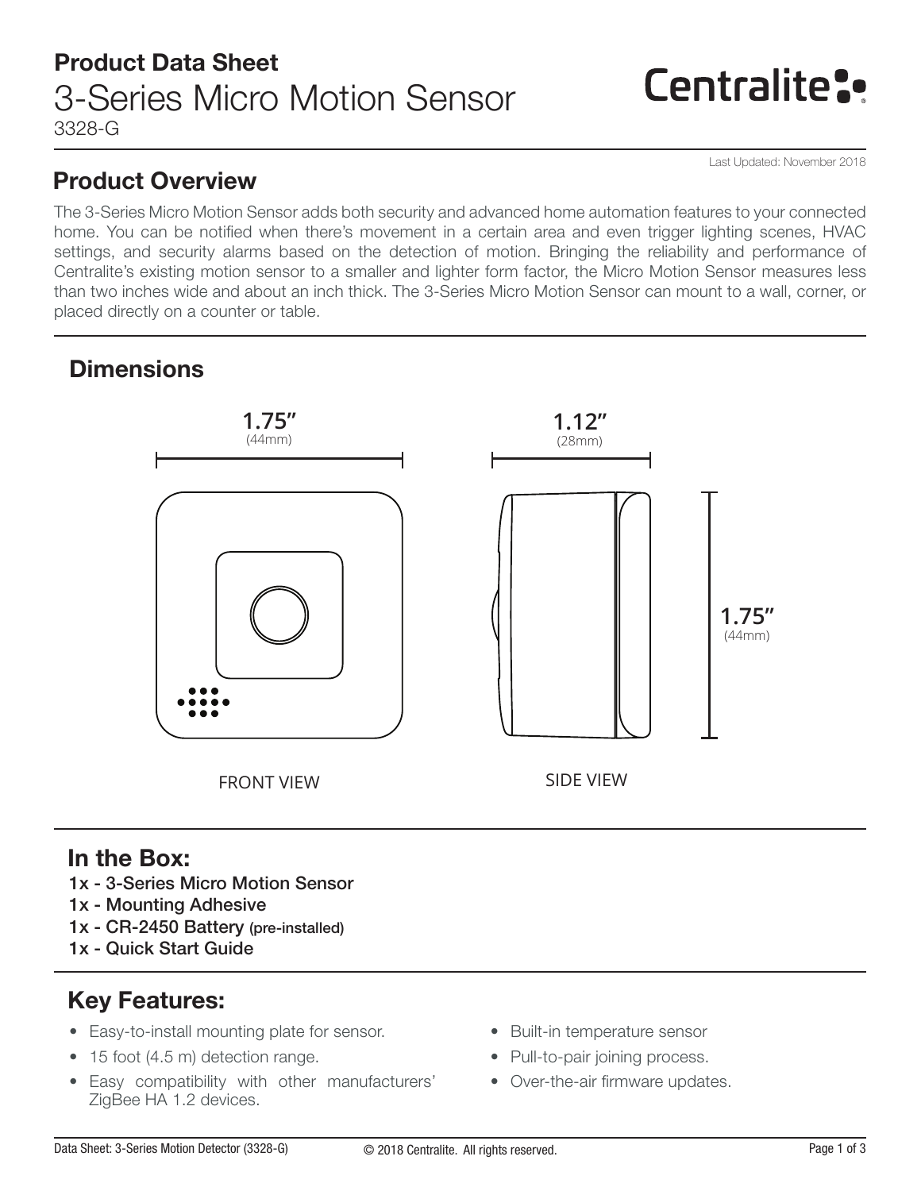# Product Data Sheet

## 3-Series Micro Motion Sensor

3328-G

Last Updated: November 2018

## Product Overview

The 3-Series Micro Motion Sensor adds both security and advanced home automation features to your connected home. You can be notified when there's movement in a certain area and even trigger lighting scenes, HVAC settings, and security alarms based on the detection of motion. Bringing the reliability and performance of Centralite's existing motion sensor to a smaller and lighter form factor, the Micro Motion Sensor measures less than two inches wide and about an inch thick. The 3-Series Micro Motion Sensor can mount to a wall, corner, or placed directly on a counter or table.

## Dimensions

1.75" (44mm)

1.12" (28mm)

1.75" (44mm)

FRONT VIEW

SIDE VIEW

## In the Box:

- 1x - 3-Series Micro Motion Sensor
- 1x - Mounting Adhesive
- 1x - CR-2450 Battery (pre-installed)
- 1x - Quick Start Guide

## Key Features:

- Easy-to-install mounting plate for sensor.
- 15 foot (4.5 m) detection range.
- Easy compatibility with other manufacturers' ZigBee HA 1.2 devices.
- Built-in temperature sensor
- Pull-to-pair joining process.
- Over-the-air firmware updates.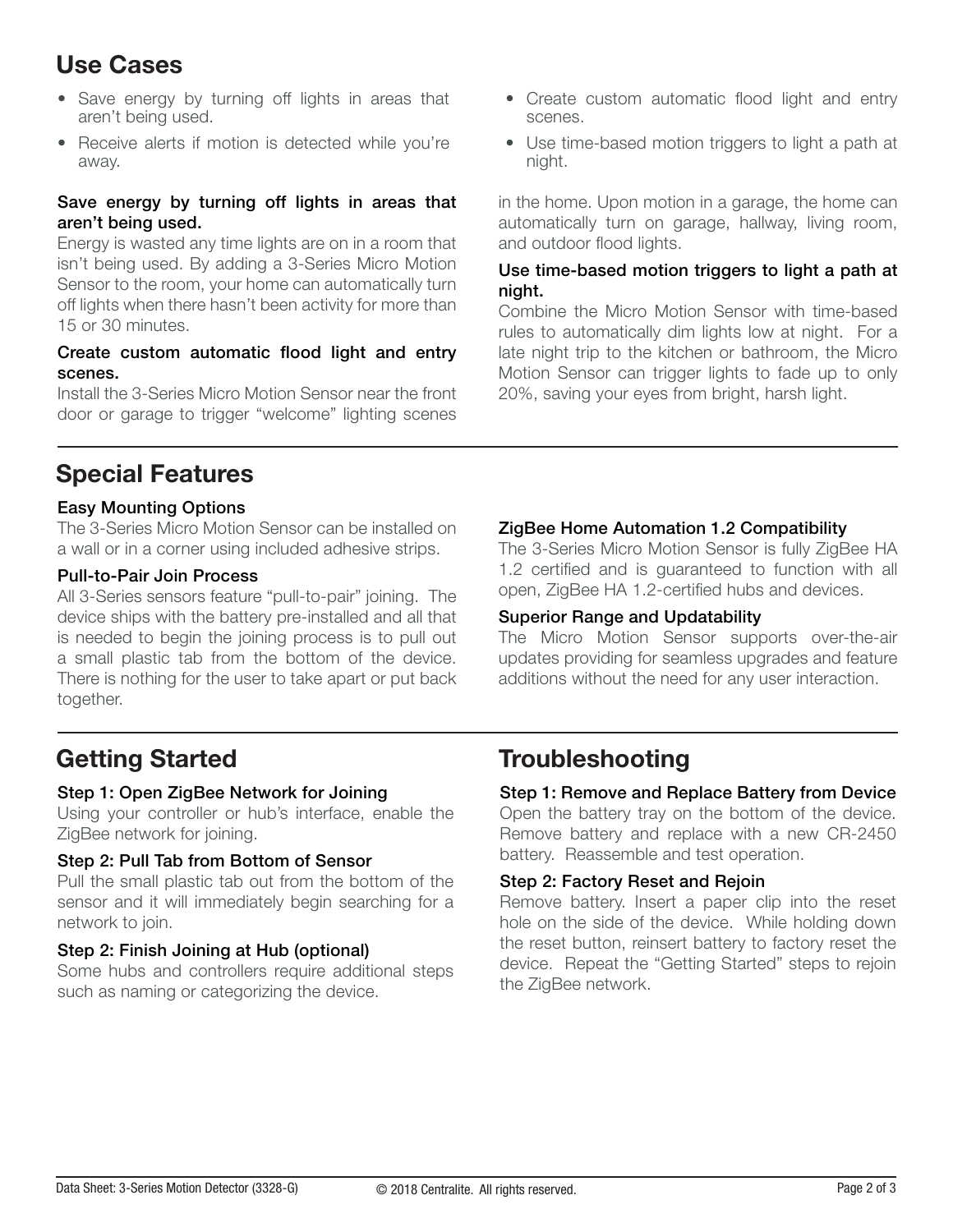## Use Cases

- Save energy by turning off lights in areas that aren't being used.
- Receive alerts if motion is detected while you're away.
- Create custom automatic flood light and entry scenes.
- Use time-based motion triggers to light a path at night.

### Save energy by turning off lights in areas that aren't being used.

Energy is wasted any time lights are on in a room that isn't being used. By adding a 3-Series Micro Motion Sensor to the room, your home can automatically turn off lights when there hasn't been activity for more than 15 or 30 minutes.

### Create custom automatic flood light and entry scenes.

Install the 3-Series Micro Motion Sensor near the front door or garage to trigger "welcome" lighting scenes in the home. Upon motion in a garage, the home can automatically turn on garage, hallway, living room, and outdoor flood lights.

### Use time-based motion triggers to light a path at night.

Combine the Micro Motion Sensor with time-based rules to automatically dim lights low at night. For a late night trip to the kitchen or bathroom, the Micro Motion Sensor can trigger lights to fade up to only 20%, saving your eyes from bright, harsh light.

## Special Features

### Easy Mounting Options

The 3-Series Micro Motion Sensor can be installed on a wall or in a corner using included adhesive strips.

### Pull-to-Pair Join Process

All 3-Series sensors feature "pull-to-pair" joining. The device ships with the battery pre-installed and all that is needed to begin the joining process is to pull out a small plastic tab from the bottom of the device. There is nothing for the user to take apart or put back together.

### ZigBee Home Automation 1.2 Compatibility

The 3-Series Micro Motion Sensor is fully ZigBee HA 1.2 certified and is guaranteed to function with all open, ZigBee HA 1.2-certified hubs and devices.

### Superior Range and Updatability

The Micro Motion Sensor supports over-the-air updates providing for seamless upgrades and feature additions without the need for any user interaction.

## Getting Started

### Step 1: Open ZigBee Network for Joining

Using your controller or hub's interface, enable the ZigBee network for joining.

### Step 2: Pull Tab from Bottom of Sensor

Pull the small plastic tab out from the bottom of the sensor and it will immediately begin searching for a network to join.

### Step 2: Finish Joining at Hub (optional)

Some hubs and controllers require additional steps such as naming or categorizing the device.

## Troubleshooting

### Step 1: Remove and Replace Battery from Device

Open the battery tray on the bottom of the device. Remove battery and replace with a new CR-2450 battery. Reassemble and test operation.

### Step 2: Factory Reset and Rejoin

Remove battery. Insert a paper clip into the reset hole on the side of the device. While holding down the reset button, reinsert battery to factory reset the device. Repeat the "Getting Started" steps to rejoin the ZigBee network.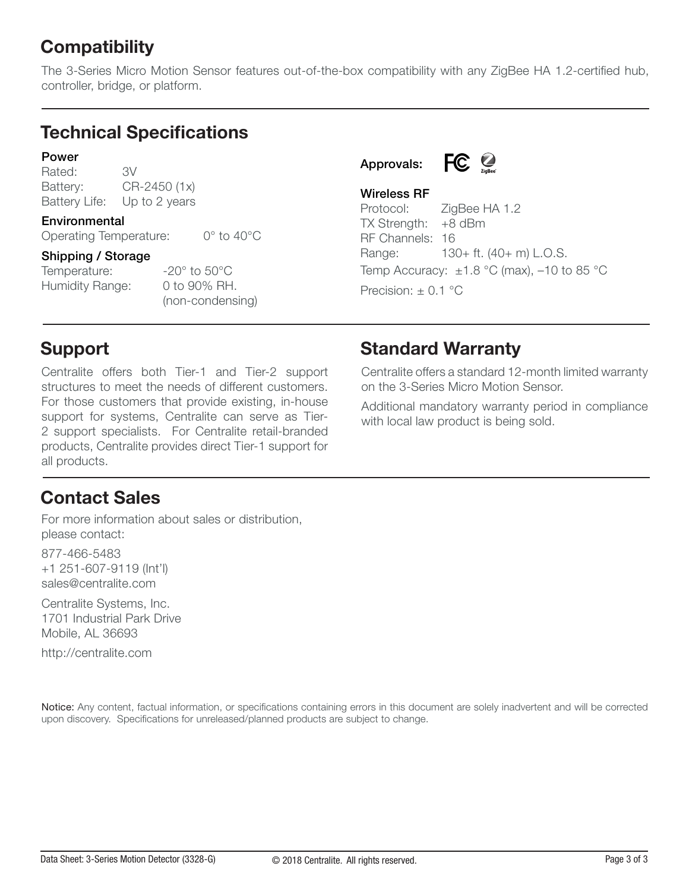## Compatibility

The 3-Series Micro Motion Sensor features out-of-the-box compatibility with any ZigBee HA 1.2-certified hub, controller, bridge, or platform.

## Technical Specifications

**Power**

Rated: 3V
Battery: CR-2450 (1x)
Battery Life: Up to 2 years

**Environmental**

Operating Temperature: 0° to 40°C

**Shipping / Storage**

Temperature: -20° to 50°C
Humidity Range: 0 to 90% RH. (non-condensing)

**Approvals:**

**Wireless RF**

Protocol: ZigBee HA 1.2
TX Strength: +8 dBm
RF Channels: 16
Range: 130+ ft. (40+ m) L.O.S.

Temp Accuracy: ±1.8 °C (max), –10 to 85 °C

Precision: ± 0.1 °C

## Support

Centralite offers both Tier-1 and Tier-2 support structures to meet the needs of different customers. For those customers that provide existing, in-house support for systems, Centralite can serve as Tier-2 support specialists. For Centralite retail-branded products, Centralite provides direct Tier-1 support for all products.

## Standard Warranty

Centralite offers a standard 12-month limited warranty on the 3-Series Micro Motion Sensor.

Additional mandatory warranty period in compliance with local law product is being sold.

## Contact Sales

For more information about sales or distribution, please contact:

877-466-5483
+1 251-607-9119 (Int'l)
sales@centralite.com

Centralite Systems, Inc.
1701 Industrial Park Drive
Mobile, AL 36693

http://centralite.com

**Notice:** Any content, factual information, or specifications containing errors in this document are solely inadvertent and will be corrected upon discovery. Specifications for unreleased/planned products are subject to change.